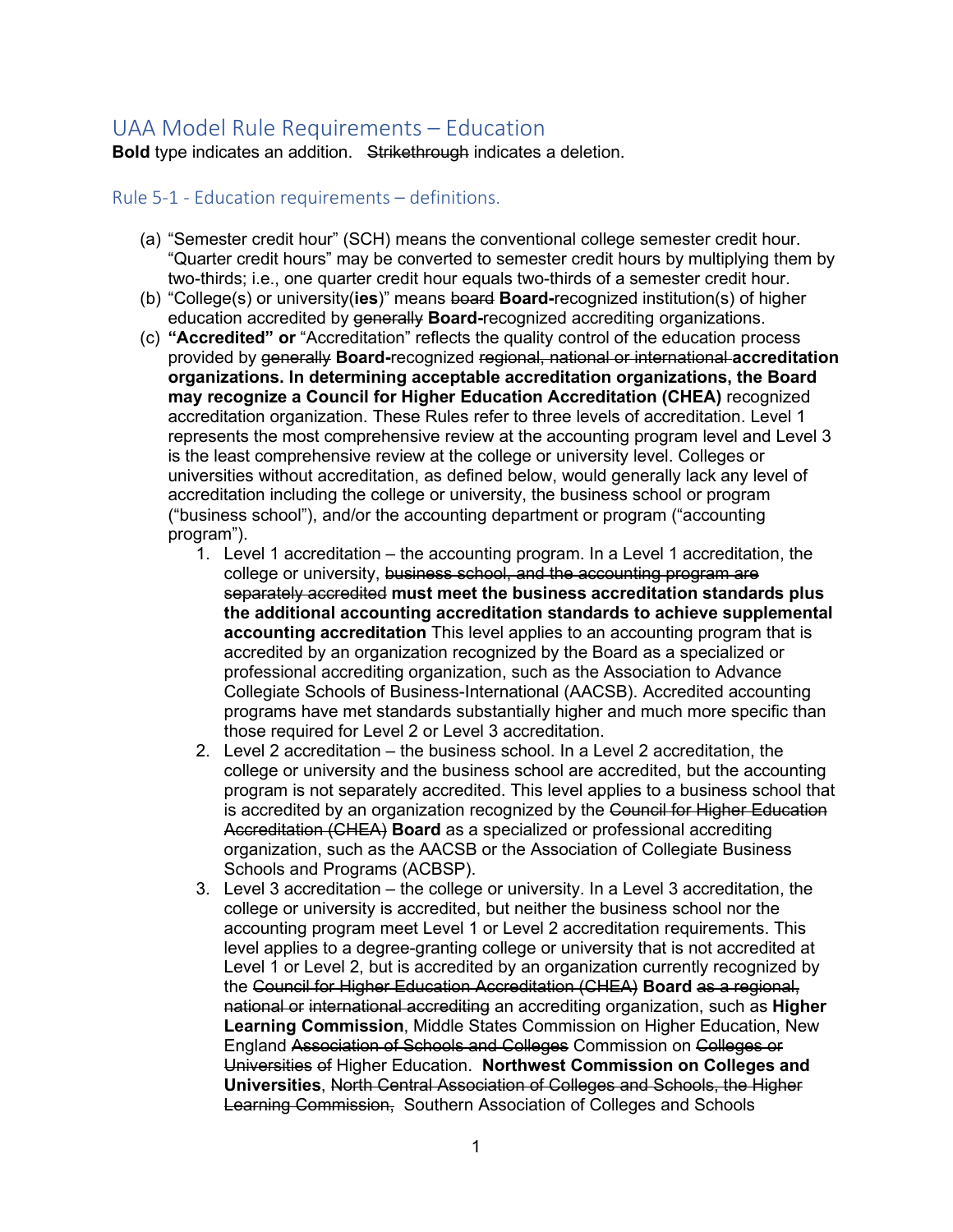# UAA Model Rule Requirements – Education

**Bold** type indicates an addition. ~~Strikethrough~~ indicates a deletion.

## Rule 5-1 - Education requirements – definitions.

(a) "Semester credit hour" (SCH) means the conventional college semester credit hour. "Quarter credit hours" may be converted to semester credit hours by multiplying them by two-thirds; i.e., one quarter credit hour equals two-thirds of a semester credit hour.

(b) "College(s) or university(**ies**)" means ~~board~~ **Board-**recognized institution(s) of higher education accredited by ~~generally~~ **Board-**recognized accrediting organizations.

(c) **"Accredited" or** "Accreditation" reflects the quality control of the education process provided by ~~generally~~ **Board-**recognized ~~regional, national or international~~ **accreditation organizations. In determining acceptable accreditation organizations, the Board may recognize a Council for Higher Education Accreditation (CHEA)** recognized accreditation organization. These Rules refer to three levels of accreditation. Level 1 represents the most comprehensive review at the accounting program level and Level 3 is the least comprehensive review at the college or university level. Colleges or universities without accreditation, as defined below, would generally lack any level of accreditation including the college or university, the business school or program ("business school"), and/or the accounting department or program ("accounting program").

1. Level 1 accreditation – the accounting program. In a Level 1 accreditation, the college or university, ~~business school, and the accounting program are separately accredited~~ **must meet the business accreditation standards plus the additional accounting accreditation standards to achieve supplemental accounting accreditation** This level applies to an accounting program that is accredited by an organization recognized by the Board as a specialized or professional accrediting organization, such as the Association to Advance Collegiate Schools of Business-International (AACSB). Accredited accounting programs have met standards substantially higher and much more specific than those required for Level 2 or Level 3 accreditation.
2. Level 2 accreditation – the business school. In a Level 2 accreditation, the college or university and the business school are accredited, but the accounting program is not separately accredited. This level applies to a business school that is accredited by an organization recognized by the ~~Council for Higher Education Accreditation (CHEA)~~ **Board** as a specialized or professional accrediting organization, such as the AACSB or the Association of Collegiate Business Schools and Programs (ACBSP).
3. Level 3 accreditation – the college or university. In a Level 3 accreditation, the college or university is accredited, but neither the business school nor the accounting program meet Level 1 or Level 2 accreditation requirements. This level applies to a degree-granting college or university that is not accredited at Level 1 or Level 2, but is accredited by an organization currently recognized by the ~~Council for Higher Education Accreditation (CHEA)~~ **Board** ~~as a regional, national or~~ ~~international accrediting~~ an accrediting organization, such as **Higher Learning Commission**, Middle States Commission on Higher Education, New England ~~Association of Schools and Colleges~~ Commission on ~~Colleges or Universities of~~ Higher Education. **Northwest Commission on Colleges and Universities**, ~~North Central Association of Colleges and Schools, the Higher Learning Commission,~~ Southern Association of Colleges and Schools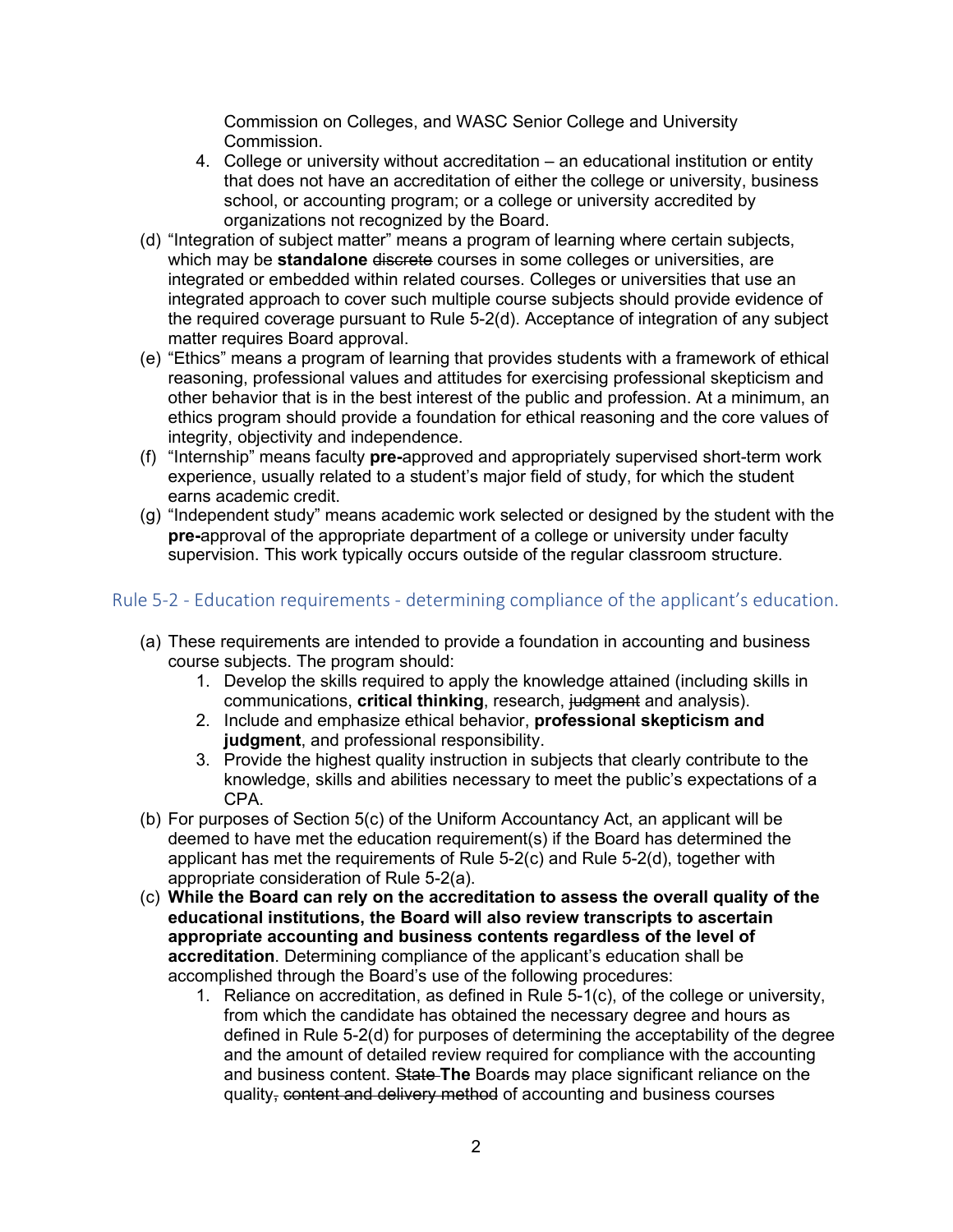Commission on Colleges, and WASC Senior College and University Commission.

4. College or university without accreditation – an educational institution or entity that does not have an accreditation of either the college or university, business school, or accounting program; or a college or university accredited by organizations not recognized by the Board.

(d) "Integration of subject matter" means a program of learning where certain subjects, which may be **standalone** ~~discrete~~ courses in some colleges or universities, are integrated or embedded within related courses. Colleges or universities that use an integrated approach to cover such multiple course subjects should provide evidence of the required coverage pursuant to Rule 5-2(d). Acceptance of integration of any subject matter requires Board approval.

(e) "Ethics" means a program of learning that provides students with a framework of ethical reasoning, professional values and attitudes for exercising professional skepticism and other behavior that is in the best interest of the public and profession. At a minimum, an ethics program should provide a foundation for ethical reasoning and the core values of integrity, objectivity and independence.

(f) "Internship" means faculty **pre-**approved and appropriately supervised short-term work experience, usually related to a student's major field of study, for which the student earns academic credit.

(g) "Independent study" means academic work selected or designed by the student with the **pre-**approval of the appropriate department of a college or university under faculty supervision. This work typically occurs outside of the regular classroom structure.

## Rule 5-2 - Education requirements - determining compliance of the applicant's education.

(a) These requirements are intended to provide a foundation in accounting and business course subjects. The program should:

1. Develop the skills required to apply the knowledge attained (including skills in communications, **critical thinking**, research, ~~judgment~~ and analysis).
2. Include and emphasize ethical behavior, **professional skepticism and judgment**, and professional responsibility.
3. Provide the highest quality instruction in subjects that clearly contribute to the knowledge, skills and abilities necessary to meet the public's expectations of a CPA.

(b) For purposes of Section 5(c) of the Uniform Accountancy Act, an applicant will be deemed to have met the education requirement(s) if the Board has determined the applicant has met the requirements of Rule 5-2(c) and Rule 5-2(d), together with appropriate consideration of Rule 5-2(a).

(c) **While the Board can rely on the accreditation to assess the overall quality of the educational institutions, the Board will also review transcripts to ascertain appropriate accounting and business contents regardless of the level of accreditation**. Determining compliance of the applicant's education shall be accomplished through the Board's use of the following procedures:

1. Reliance on accreditation, as defined in Rule 5-1(c), of the college or university, from which the candidate has obtained the necessary degree and hours as defined in Rule 5-2(d) for purposes of determining the acceptability of the degree and the amount of detailed review required for compliance with the accounting and business content. ~~State~~ **The** Board~~s~~ may place significant reliance on the quality~~, content and delivery method~~ of accounting and business courses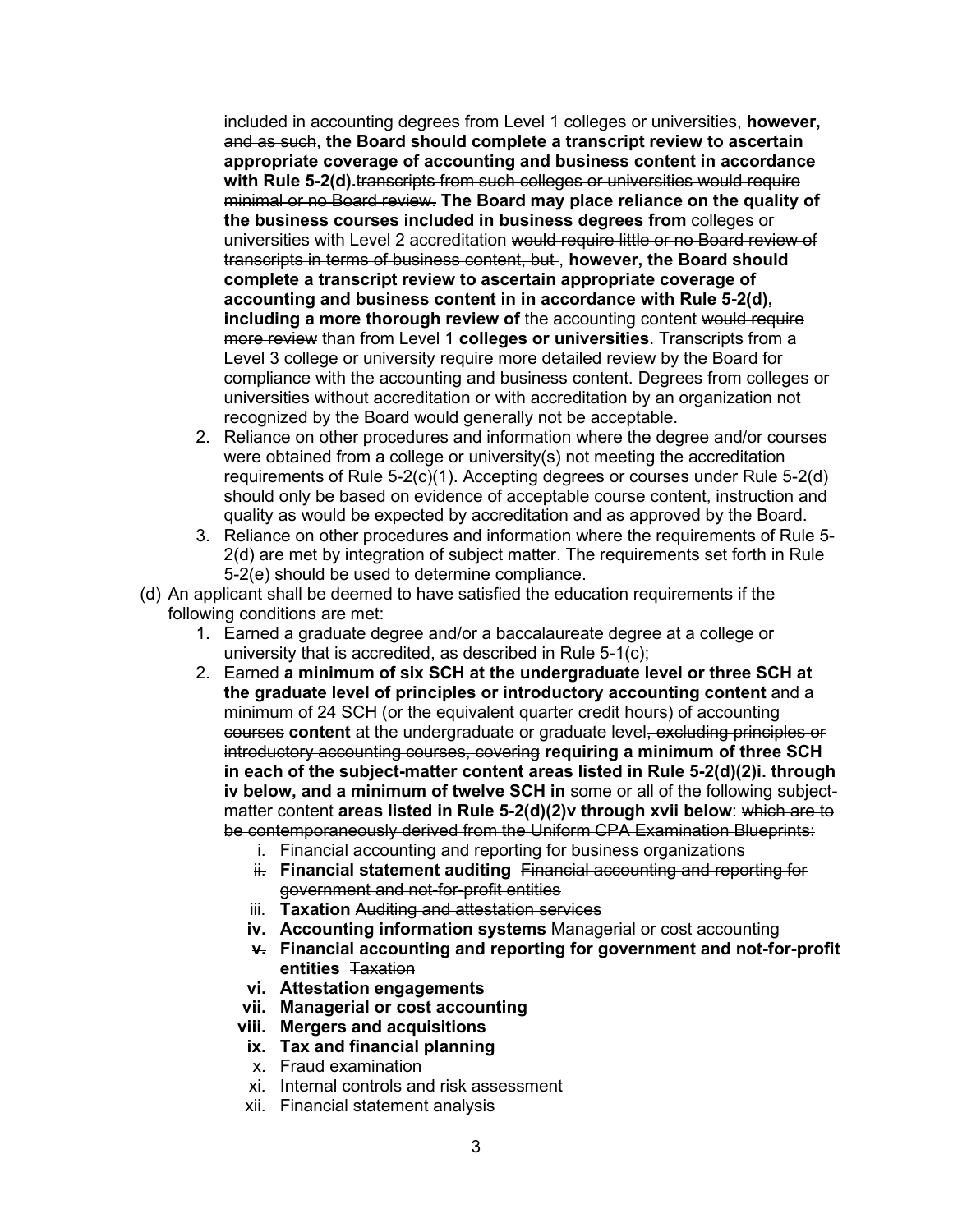included in accounting degrees from Level 1 colleges or universities, **however,** ~~and as such~~, **the Board should complete a transcript review to ascertain appropriate coverage of accounting and business content in accordance with Rule 5-2(d).**~~transcripts from such colleges or universities would require minimal or no Board review.~~ **The Board may place reliance on the quality of the business courses included in business degrees from** colleges or universities with Level 2 accreditation ~~would require little or no Board review of transcripts in terms of business content, but~~ , **however, the Board should complete a transcript review to ascertain appropriate coverage of accounting and business content in in accordance with Rule 5-2(d), including a more thorough review of** the accounting content ~~would require more review~~ than from Level 1 **colleges or universities**. Transcripts from a Level 3 college or university require more detailed review by the Board for compliance with the accounting and business content. Degrees from colleges or universities without accreditation or with accreditation by an organization not recognized by the Board would generally not be acceptable.

2. Reliance on other procedures and information where the degree and/or courses were obtained from a college or university(s) not meeting the accreditation requirements of Rule 5-2(c)(1). Accepting degrees or courses under Rule 5-2(d) should only be based on evidence of acceptable course content, instruction and quality as would be expected by accreditation and as approved by the Board.
3. Reliance on other procedures and information where the requirements of Rule 5-2(d) are met by integration of subject matter. The requirements set forth in Rule 5-2(e) should be used to determine compliance.

(d) An applicant shall be deemed to have satisfied the education requirements if the following conditions are met:

1. Earned a graduate degree and/or a baccalaureate degree at a college or university that is accredited, as described in Rule 5-1(c);
2. Earned **a minimum of six SCH at the undergraduate level or three SCH at the graduate level of principles or introductory accounting content** and a minimum of 24 SCH (or the equivalent quarter credit hours) of accounting ~~courses~~ **content** at the undergraduate or graduate level~~, excluding principles or introductory accounting courses, covering~~ **requiring a minimum of three SCH in each of the subject-matter content areas listed in Rule 5-2(d)(2)i. through iv below, and a minimum of twelve SCH in** some or all of the ~~following~~ subject-matter content **areas listed in Rule 5-2(d)(2)v through xvii below**: ~~which are to be contemporaneously derived from the Uniform CPA Examination Blueprints:~~
   - i. Financial accounting and reporting for business organizations
   - ~~ii.~~ **Financial statement auditing** ~~Financial accounting and reporting for government and not-for-profit entities~~
   - iii. **Taxation** ~~Auditing and attestation services~~
   - **iv. Accounting information systems** ~~Managerial or cost accounting~~
   - **~~v.~~ Financial accounting and reporting for government and not-for-profit entities** ~~Taxation~~
   - **vi. Attestation engagements**
   - **vii. Managerial or cost accounting**
   - **viii. Mergers and acquisitions**
   - **ix. Tax and financial planning**
   - x. Fraud examination
   - xi. Internal controls and risk assessment
   - xii. Financial statement analysis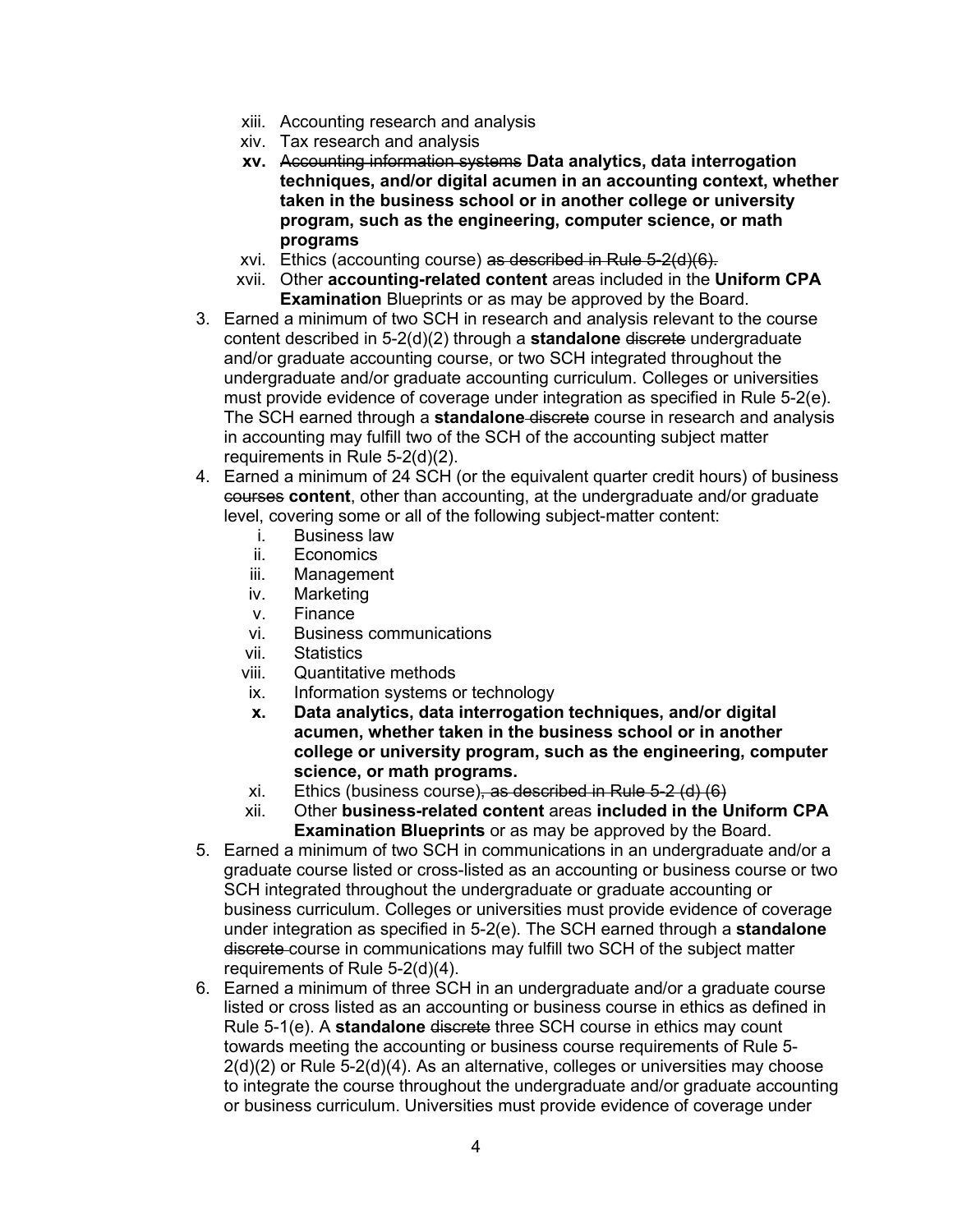xiii. Accounting research and analysis
xiv. Tax research and analysis
**xv.** ~~Accounting information systems~~ **Data analytics, data interrogation techniques, and/or digital acumen in an accounting context, whether taken in the business school or in another college or university program, such as the engineering, computer science, or math programs**
xvi. Ethics (accounting course) ~~as described in Rule 5-2(d)(6).~~
xvii. Other **accounting-related content** areas included in the **Uniform CPA Examination** Blueprints or as may be approved by the Board.

3. Earned a minimum of two SCH in research and analysis relevant to the course content described in 5-2(d)(2) through a **standalone** ~~discrete~~ undergraduate and/or graduate accounting course, or two SCH integrated throughout the undergraduate and/or graduate accounting curriculum. Colleges or universities must provide evidence of coverage under integration as specified in Rule 5-2(e). The SCH earned through a **standalone** ~~discrete~~ course in research and analysis in accounting may fulfill two of the SCH of the accounting subject matter requirements in Rule 5-2(d)(2).
4. Earned a minimum of 24 SCH (or the equivalent quarter credit hours) of business ~~courses~~ **content**, other than accounting, at the undergraduate and/or graduate level, covering some or all of the following subject-matter content:
   i. Business law
   ii. Economics
   iii. Management
   iv. Marketing
   v. Finance
   vi. Business communications
   vii. Statistics
   viii. Quantitative methods
   ix. Information systems or technology
   **x. Data analytics, data interrogation techniques, and/or digital acumen, whether taken in the business school or in another college or university program, such as the engineering, computer science, or math programs.**
   xi. Ethics (business course)~~, as described in Rule 5-2 (d) (6)~~
   xii. Other **business-related content** areas **included in the Uniform CPA Examination Blueprints** or as may be approved by the Board.
5. Earned a minimum of two SCH in communications in an undergraduate and/or a graduate course listed or cross-listed as an accounting or business course or two SCH integrated throughout the undergraduate or graduate accounting or business curriculum. Colleges or universities must provide evidence of coverage under integration as specified in 5-2(e). The SCH earned through a **standalone** ~~discrete~~ course in communications may fulfill two SCH of the subject matter requirements of Rule 5-2(d)(4).
6. Earned a minimum of three SCH in an undergraduate and/or a graduate course listed or cross listed as an accounting or business course in ethics as defined in Rule 5-1(e). A **standalone** ~~discrete~~ three SCH course in ethics may count towards meeting the accounting or business course requirements of Rule 5-2(d)(2) or Rule 5-2(d)(4). As an alternative, colleges or universities may choose to integrate the course throughout the undergraduate and/or graduate accounting or business curriculum. Universities must provide evidence of coverage under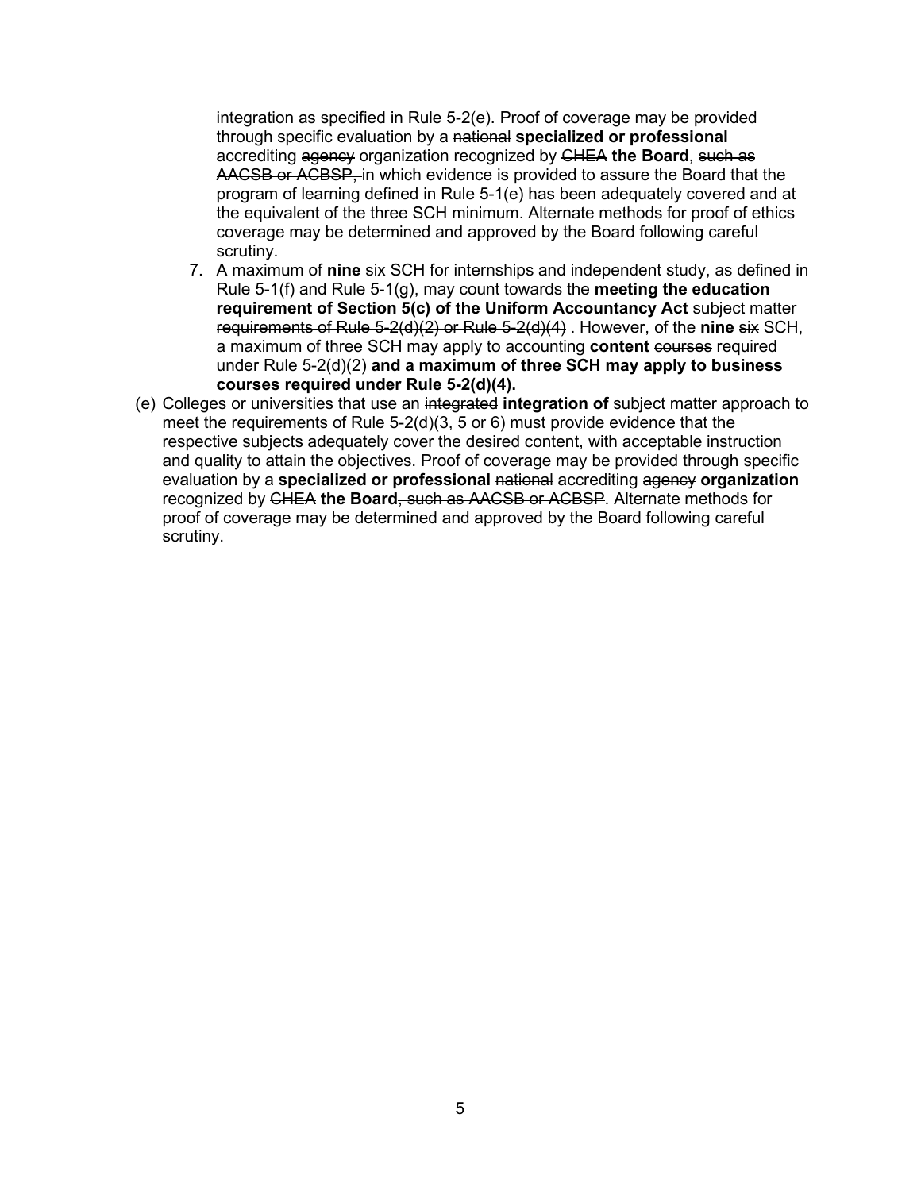integration as specified in Rule 5-2(e). Proof of coverage may be provided through specific evaluation by a ~~national~~ **specialized or professional** accrediting ~~agency~~ organization recognized by ~~CHEA~~ **the Board**, ~~such as AACSB or ACBSP,~~ in which evidence is provided to assure the Board that the program of learning defined in Rule 5-1(e) has been adequately covered and at the equivalent of the three SCH minimum. Alternate methods for proof of ethics coverage may be determined and approved by the Board following careful scrutiny.

7. A maximum of **nine** ~~six~~ SCH for internships and independent study, as defined in Rule 5-1(f) and Rule 5-1(g), may count towards ~~the~~ **meeting the education requirement of Section 5(c) of the Uniform Accountancy Act** ~~subject matter requirements of Rule 5-2(d)(2) or Rule 5-2(d)(4)~~ . However, of the **nine** ~~six~~ SCH, a maximum of three SCH may apply to accounting **content** ~~courses~~ required under Rule 5-2(d)(2) **and a maximum of three SCH may apply to business courses required under Rule 5-2(d)(4).**

(e) Colleges or universities that use an ~~integrated~~ **integration of** subject matter approach to meet the requirements of Rule 5-2(d)(3, 5 or 6) must provide evidence that the respective subjects adequately cover the desired content, with acceptable instruction and quality to attain the objectives. Proof of coverage may be provided through specific evaluation by a **specialized or professional** ~~national~~ accrediting ~~agency~~ **organization** recognized by ~~CHEA~~ **the Board**~~, such as AACSB or ACBSP~~. Alternate methods for proof of coverage may be determined and approved by the Board following careful scrutiny.